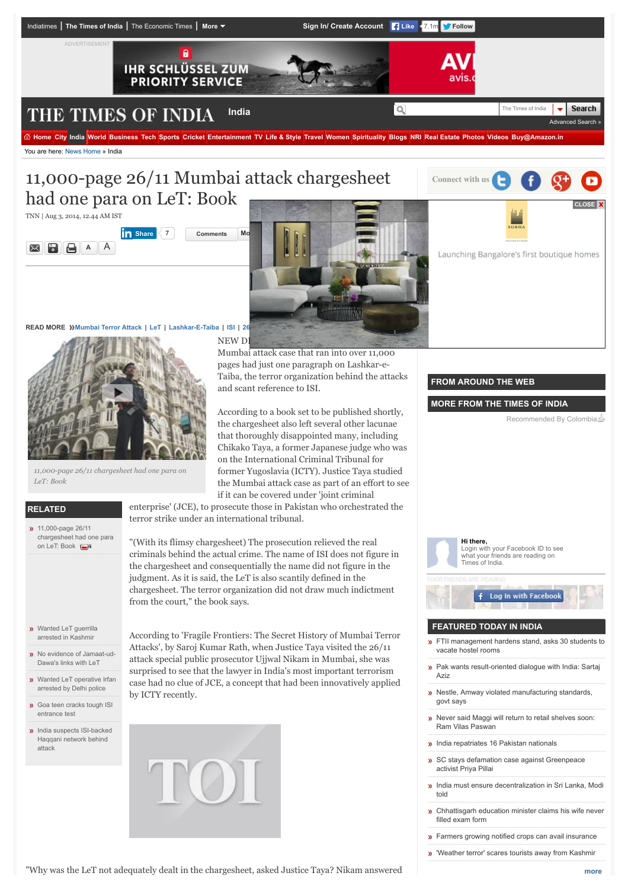# 11,000-page 26/11 Mumbai attack chargesheet had one para on LeT: Book

TNN | Aug 3, 2014, 12.44 AM IST

READ MORE Mumbai Terror Attack | LeT | Lashkar-E-Taiba | ISI | 26

*11,000-page 26/11 chargesheet had one para on LeT: Book*

NEW DELHI: The Mumbai attack case that ran into over 11,000 pages had just one paragraph on Lashkar-e-Taiba, the terror organization behind the attacks and scant reference to ISI.

According to a book set to be published shortly, the chargesheet also left several other lacunae that thoroughly disappointed many, including Chikako Taya, a former Japanese judge who was on the International Criminal Tribunal for former Yugoslavia (ICTY). Justice Taya studied the Mumbai attack case as part of an effort to see if it can be covered under 'joint criminal enterprise' (JCE), to prosecute those in Pakistan who orchestrated the terror strike under an international tribunal.

"(With its flimsy chargesheet) The prosecution relieved the real criminals behind the actual crime. The name of ISI does not figure in the chargesheet and consequentially the name did not figure in the judgment. As it is said, the LeT is also scantily defined in the chargesheet. The terror organization did not draw much indictment from the court," the book says.

According to 'Fragile Frontiers: The Secret History of Mumbai Terror Attacks', by Saroj Kumar Rath, when Justice Taya visited the 26/11 attack special public prosecutor Ujjwal Nikam in Mumbai, she was surprised to see that the lawyer in India's most important terrorism case had no clue of JCE, a concept that had been innovatively applied by ICTY recently.

"Why was the LeT not adequately dealt in the chargesheet, asked Justice Taya? Nikam answered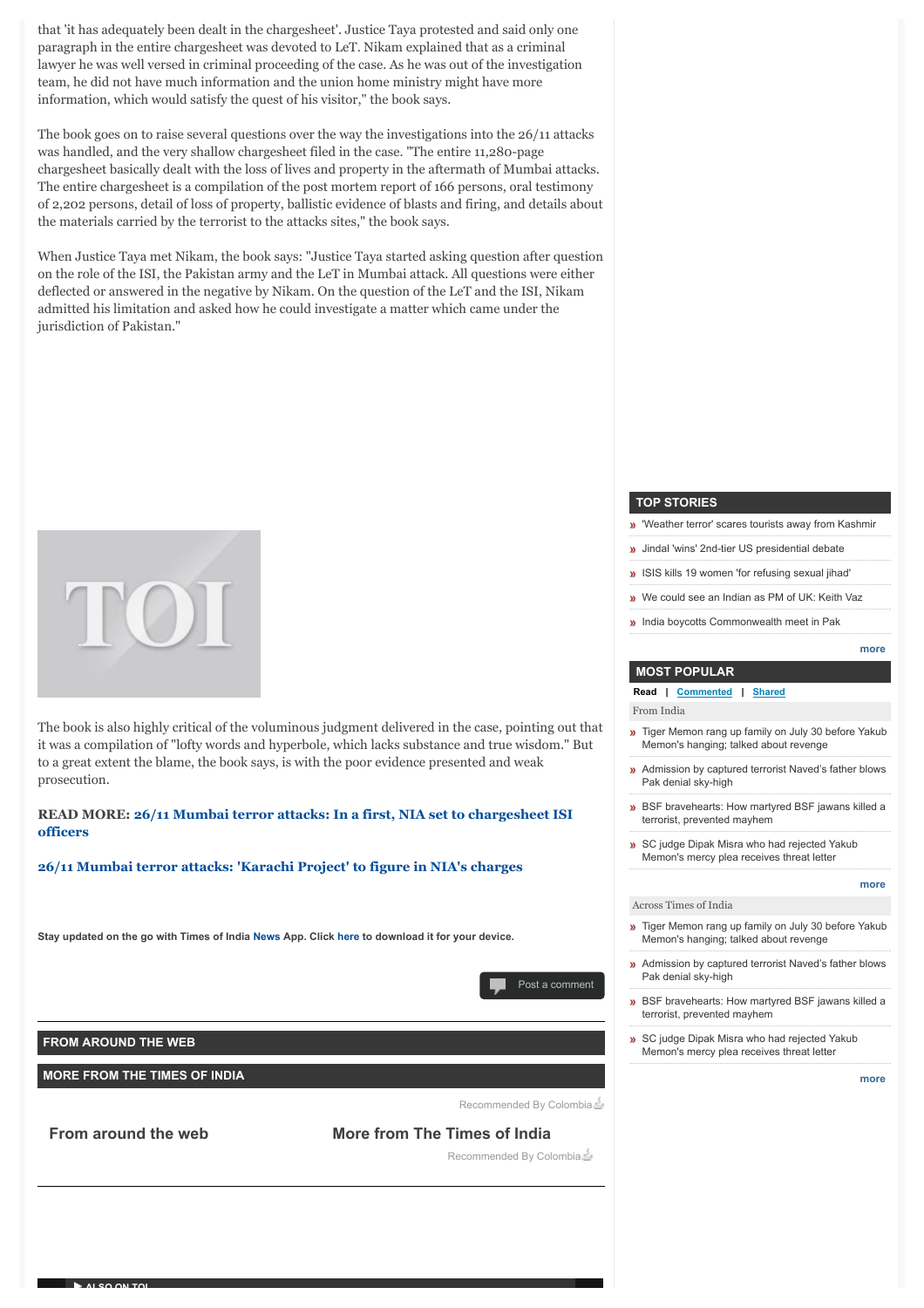that 'it has adequately been dealt in the chargesheet'. Justice Taya protested and said only one paragraph in the entire chargesheet was devoted to LeT. Nikam explained that as a criminal lawyer he was well versed in criminal proceeding of the case. As he was out of the investigation team, he did not have much information and the union home ministry might have more information, which would satisfy the quest of his visitor," the book says.

The book goes on to raise several questions over the way the investigations into the 26/11 attacks was handled, and the very shallow chargesheet filed in the case. "The entire 11,280-page chargesheet basically dealt with the loss of lives and property in the aftermath of Mumbai attacks. The entire chargesheet is a compilation of the post mortem report of 166 persons, oral testimony of 2,202 persons, detail of loss of property, ballistic evidence of blasts and firing, and details about the materials carried by the terrorist to the attacks sites," the book says.

When Justice Taya met Nikam, the book says: "Justice Taya started asking question after question on the role of the ISI, the Pakistan army and the LeT in Mumbai attack. All questions were either deflected or answered in the negative by Nikam. On the question of the LeT and the ISI, Nikam admitted his limitation and asked how he could investigate a matter which came under the jurisdiction of Pakistan."

TOI

The book is also highly critical of the voluminous judgment delivered in the case, pointing out that it was a compilation of "lofty words and hyperbole, which lacks substance and true wisdom." But to a great extent the blame, the book says, is with the poor evidence presented and weak prosecution.

**READ MORE: 26/11 Mumbai terror attacks: In a first, NIA set to chargesheet ISI officers**

**26/11 Mumbai terror attacks: 'Karachi Project' to figure in NIA's charges**

**Stay updated on the go with Times of India News App. Click here to download it for your device.**

Post a comment

## FROM AROUND THE WEB

## MORE FROM THE TIMES OF INDIA

Recommended By Colombia

**From around the web**

**More from The Times of India**

Recommended By Colombia

ALSO ON TOI

## TOP STORIES

- 'Weather terror' scares tourists away from Kashmir
- Jindal 'wins' 2nd-tier US presidential debate
- ISIS kills 19 women 'for refusing sexual jihad'
- We could see an Indian as PM of UK: Keith Vaz
- India boycotts Commonwealth meet in Pak

more

## MOST POPULAR

**Read** | Commented | Shared

From India

- Tiger Memon rang up family on July 30 before Yakub Memon's hanging; talked about revenge
- Admission by captured terrorist Naved's father blows Pak denial sky-high
- BSF bravehearts: How martyred BSF jawans killed a terrorist, prevented mayhem
- SC judge Dipak Misra who had rejected Yakub Memon's mercy plea receives threat letter

more

Across Times of India

- Tiger Memon rang up family on July 30 before Yakub Memon's hanging; talked about revenge
- Admission by captured terrorist Naved's father blows Pak denial sky-high
- BSF bravehearts: How martyred BSF jawans killed a terrorist, prevented mayhem
- SC judge Dipak Misra who had rejected Yakub Memon's mercy plea receives threat letter

more